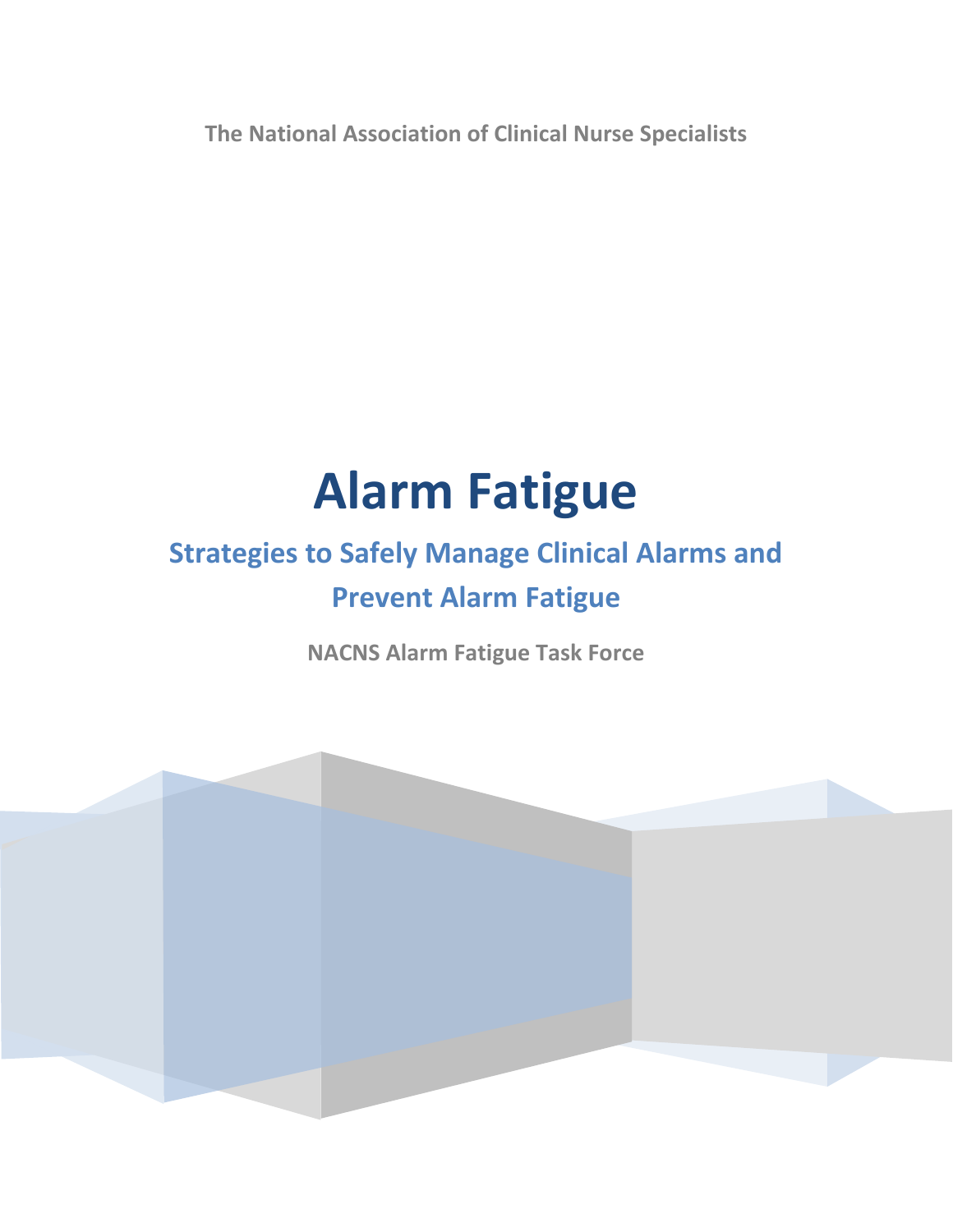The National Association of Clinical Nurse Specialists

# Alarm Fatigue

## Strategies to Safely Manage Clinical Alarms and Prevent Alarm Fatigue

**NACNS Alarm Fatigue Task Force**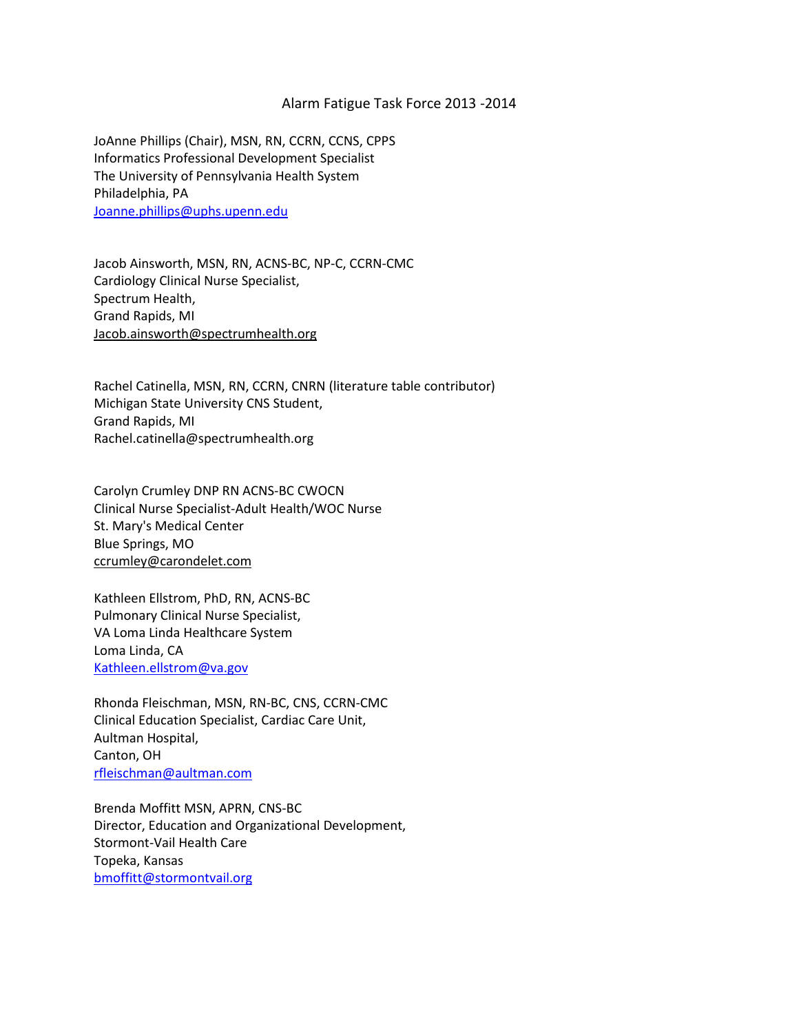# Alarm Fatigue Task Force 2013 -2014

JoAnne Phillips (Chair), MSN, RN, CCRN, CCNS, CPPS
Informatics Professional Development Specialist
The University of Pennsylvania Health System
Philadelphia, PA
Joanne.phillips@uphs.upenn.edu

Jacob Ainsworth, MSN, RN, ACNS-BC, NP-C, CCRN-CMC
Cardiology Clinical Nurse Specialist,
Spectrum Health,
Grand Rapids, MI
Jacob.ainsworth@spectrumhealth.org

Rachel Catinella, MSN, RN, CCRN, CNRN (literature table contributor)
Michigan State University CNS Student,
Grand Rapids, MI
Rachel.catinella@spectrumhealth.org

Carolyn Crumley DNP RN ACNS-BC CWOCN
Clinical Nurse Specialist-Adult Health/WOC Nurse
St. Mary's Medical Center
Blue Springs, MO
ccrumley@carondelet.com

Kathleen Ellstrom, PhD, RN, ACNS-BC
Pulmonary Clinical Nurse Specialist,
VA Loma Linda Healthcare System
Loma Linda, CA
Kathleen.ellstrom@va.gov

Rhonda Fleischman, MSN, RN-BC, CNS, CCRN-CMC
Clinical Education Specialist, Cardiac Care Unit,
Aultman Hospital,
Canton, OH
rfleischman@aultman.com

Brenda Moffitt MSN, APRN, CNS-BC
Director, Education and Organizational Development,
Stormont-Vail Health Care
Topeka, Kansas
bmoffitt@stormontvail.org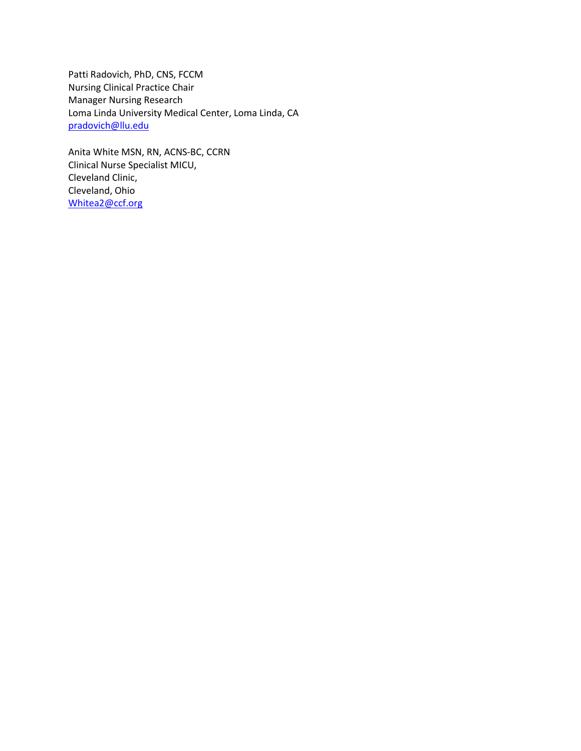Patti Radovich, PhD, CNS, FCCM
Nursing Clinical Practice Chair
Manager Nursing Research
Loma Linda University Medical Center, Loma Linda, CA
pradovich@llu.edu

Anita White MSN, RN, ACNS-BC, CCRN
Clinical Nurse Specialist MICU,
Cleveland Clinic,
Cleveland, Ohio
Whitea2@ccf.org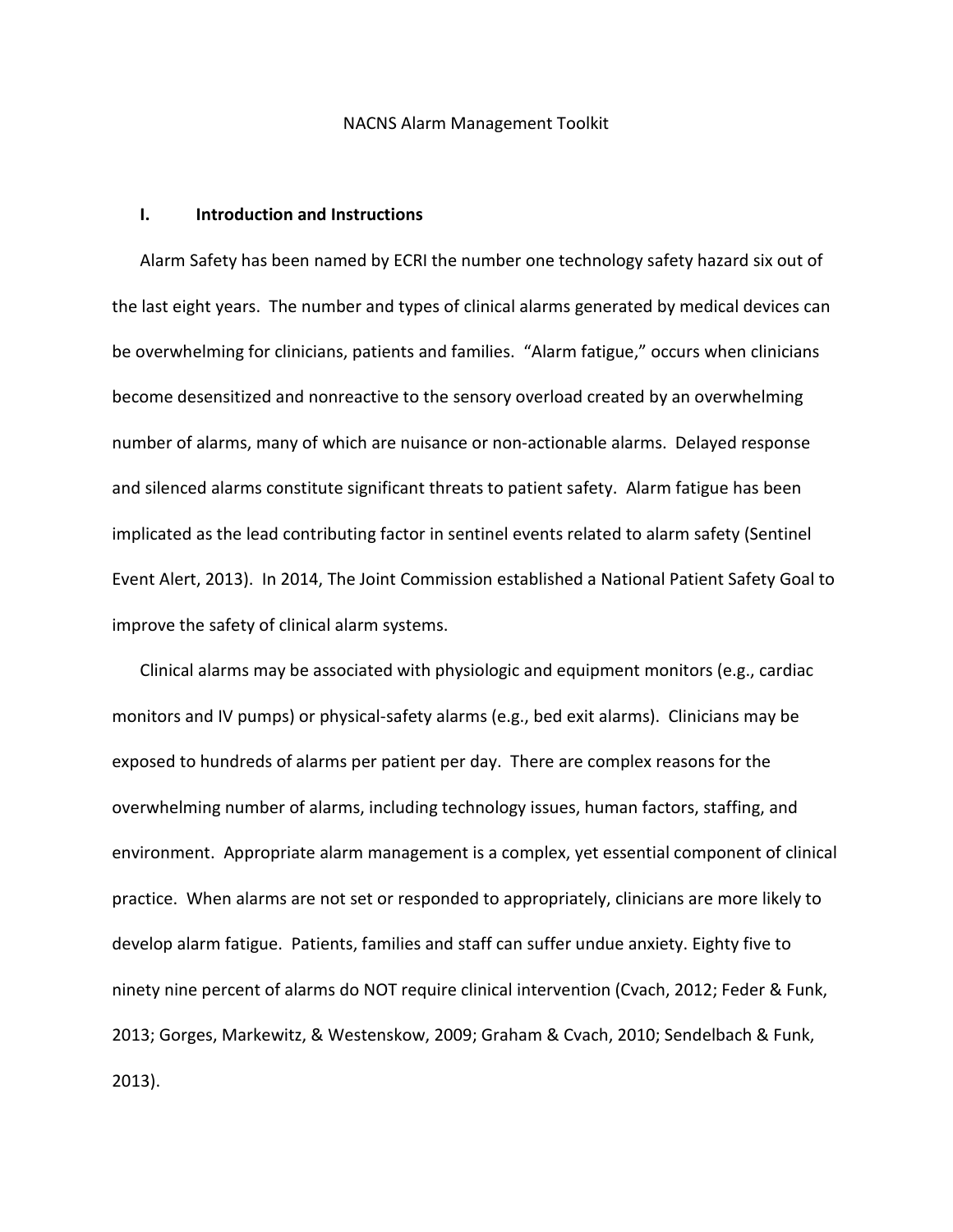NACNS Alarm Management Toolkit

## I. Introduction and Instructions

Alarm Safety has been named by ECRI the number one technology safety hazard six out of the last eight years. The number and types of clinical alarms generated by medical devices can be overwhelming for clinicians, patients and families. "Alarm fatigue," occurs when clinicians become desensitized and nonreactive to the sensory overload created by an overwhelming number of alarms, many of which are nuisance or non-actionable alarms. Delayed response and silenced alarms constitute significant threats to patient safety. Alarm fatigue has been implicated as the lead contributing factor in sentinel events related to alarm safety (Sentinel Event Alert, 2013). In 2014, The Joint Commission established a National Patient Safety Goal to improve the safety of clinical alarm systems.

Clinical alarms may be associated with physiologic and equipment monitors (e.g., cardiac monitors and IV pumps) or physical-safety alarms (e.g., bed exit alarms). Clinicians may be exposed to hundreds of alarms per patient per day. There are complex reasons for the overwhelming number of alarms, including technology issues, human factors, staffing, and environment. Appropriate alarm management is a complex, yet essential component of clinical practice. When alarms are not set or responded to appropriately, clinicians are more likely to develop alarm fatigue. Patients, families and staff can suffer undue anxiety. Eighty five to ninety nine percent of alarms do NOT require clinical intervention (Cvach, 2012; Feder & Funk, 2013; Gorges, Markewitz, & Westenskow, 2009; Graham & Cvach, 2010; Sendelbach & Funk, 2013).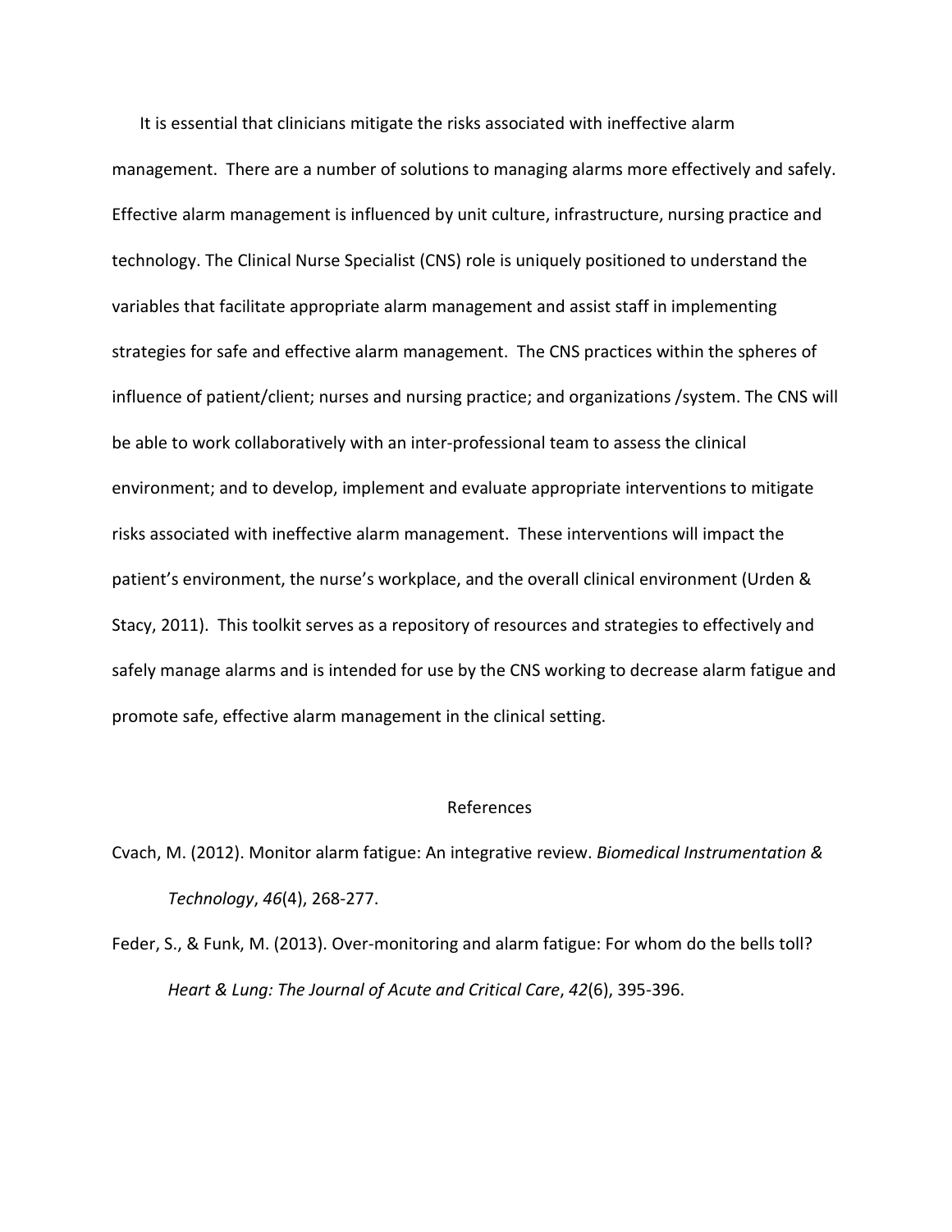It is essential that clinicians mitigate the risks associated with ineffective alarm management. There are a number of solutions to managing alarms more effectively and safely. Effective alarm management is influenced by unit culture, infrastructure, nursing practice and technology. The Clinical Nurse Specialist (CNS) role is uniquely positioned to understand the variables that facilitate appropriate alarm management and assist staff in implementing strategies for safe and effective alarm management. The CNS practices within the spheres of influence of patient/client; nurses and nursing practice; and organizations /system. The CNS will be able to work collaboratively with an inter-professional team to assess the clinical environment; and to develop, implement and evaluate appropriate interventions to mitigate risks associated with ineffective alarm management. These interventions will impact the patient's environment, the nurse's workplace, and the overall clinical environment (Urden & Stacy, 2011). This toolkit serves as a repository of resources and strategies to effectively and safely manage alarms and is intended for use by the CNS working to decrease alarm fatigue and promote safe, effective alarm management in the clinical setting.

## References

Cvach, M. (2012). Monitor alarm fatigue: An integrative review. *Biomedical Instrumentation & Technology*, *46*(4), 268-277.

Feder, S., & Funk, M. (2013). Over-monitoring and alarm fatigue: For whom do the bells toll? *Heart & Lung: The Journal of Acute and Critical Care*, *42*(6), 395-396.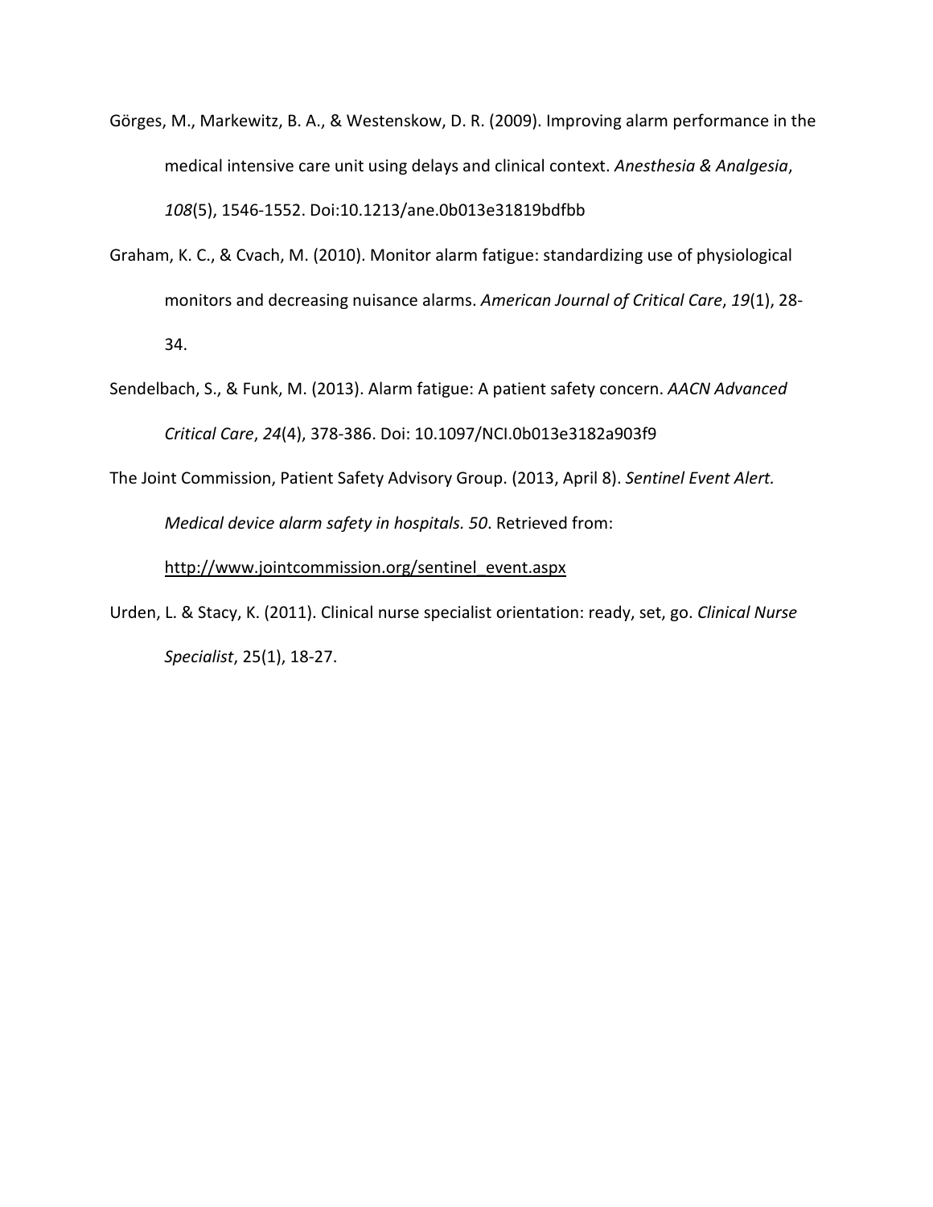Görges, M., Markewitz, B. A., & Westenskow, D. R. (2009). Improving alarm performance in the medical intensive care unit using delays and clinical context. *Anesthesia & Analgesia*, *108*(5), 1546-1552. Doi:10.1213/ane.0b013e31819bdfbb

Graham, K. C., & Cvach, M. (2010). Monitor alarm fatigue: standardizing use of physiological monitors and decreasing nuisance alarms. *American Journal of Critical Care*, *19*(1), 28-34.

Sendelbach, S., & Funk, M. (2013). Alarm fatigue: A patient safety concern. *AACN Advanced Critical Care*, *24*(4), 378-386. Doi: 10.1097/NCI.0b013e3182a903f9

The Joint Commission, Patient Safety Advisory Group. (2013, April 8). *Sentinel Event Alert. Medical device alarm safety in hospitals. 50*. Retrieved from: http://www.jointcommission.org/sentinel_event.aspx

Urden, L. & Stacy, K. (2011). Clinical nurse specialist orientation: ready, set, go. *Clinical Nurse Specialist*, 25(1), 18-27.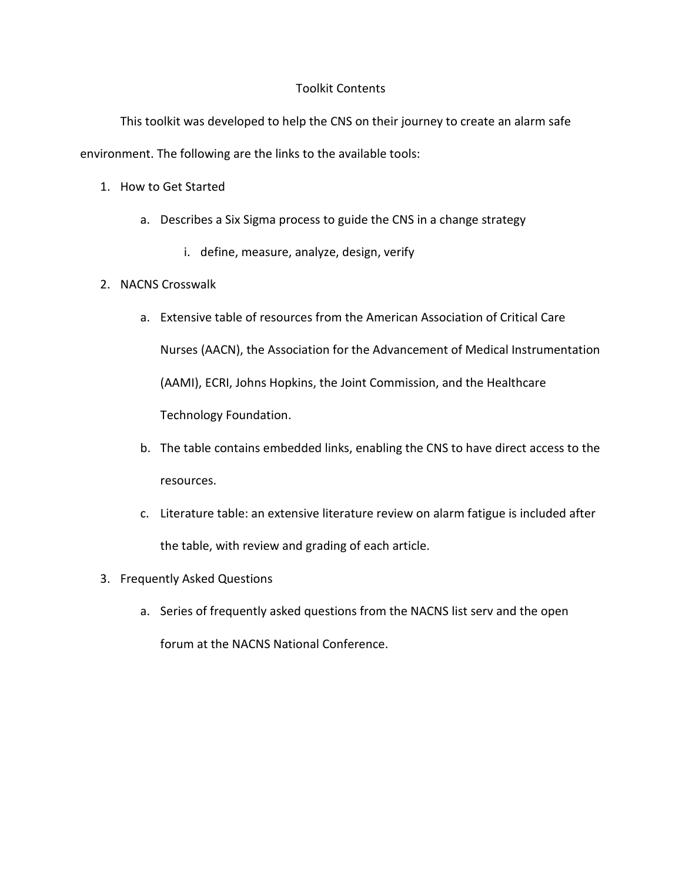# Toolkit Contents

This toolkit was developed to help the CNS on their journey to create an alarm safe environment. The following are the links to the available tools:

1. How to Get Started
   a. Describes a Six Sigma process to guide the CNS in a change strategy
      i. define, measure, analyze, design, verify
2. NACNS Crosswalk
   a. Extensive table of resources from the American Association of Critical Care Nurses (AACN), the Association for the Advancement of Medical Instrumentation (AAMI), ECRI, Johns Hopkins, the Joint Commission, and the Healthcare Technology Foundation.
   b. The table contains embedded links, enabling the CNS to have direct access to the resources.
   c. Literature table: an extensive literature review on alarm fatigue is included after the table, with review and grading of each article.
3. Frequently Asked Questions
   a. Series of frequently asked questions from the NACNS list serv and the open forum at the NACNS National Conference.